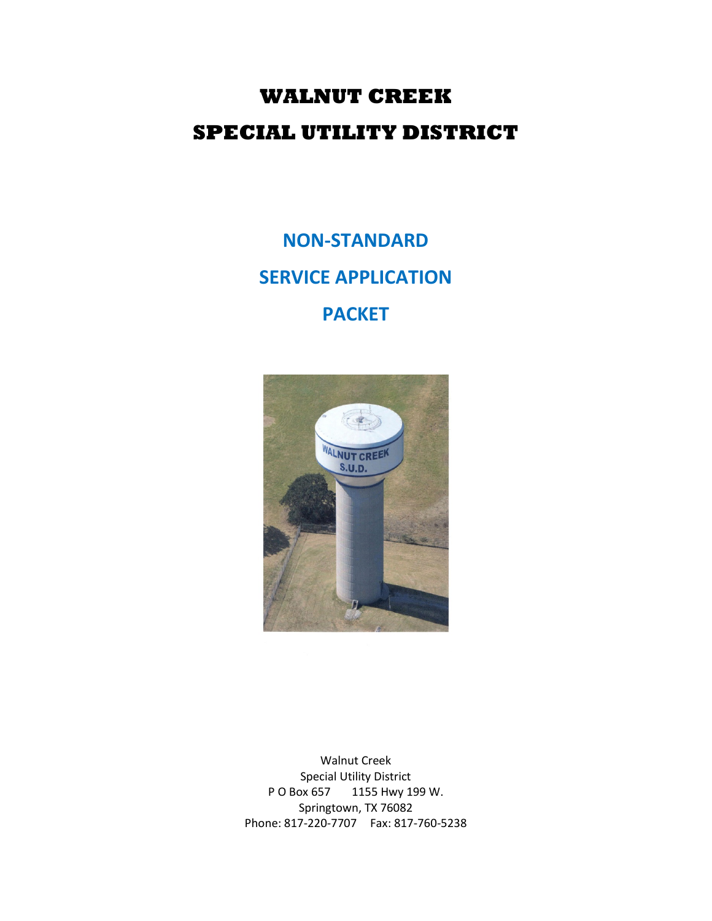# WALNUT CREEK

# SPECIAL UTILITY DISTRICT

## NON-STANDARD

## SERVICE APPLICATION

## PACKET

Walnut Creek
Special Utility District
P O Box 657     1155 Hwy 199 W.
Springtown, TX 76082
Phone: 817-220-7707     Fax: 817-760-5238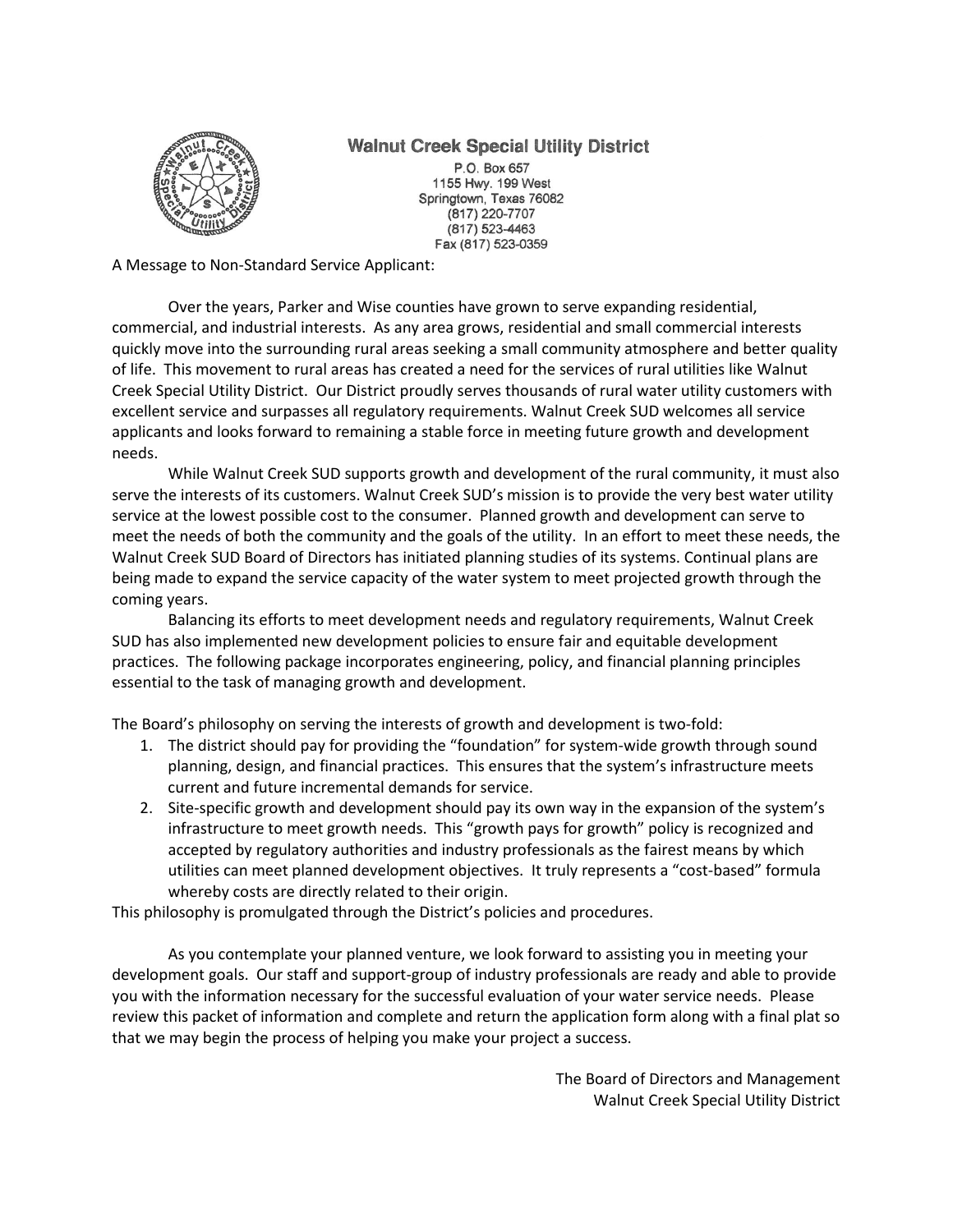**Walnut Creek Special Utility District**

P.O. Box 657
1155 Hwy. 199 West
Springtown, Texas 76082
(817) 220-7707
(817) 523-4463
Fax (817) 523-0359

A Message to Non-Standard Service Applicant:

Over the years, Parker and Wise counties have grown to serve expanding residential, commercial, and industrial interests. As any area grows, residential and small commercial interests quickly move into the surrounding rural areas seeking a small community atmosphere and better quality of life. This movement to rural areas has created a need for the services of rural utilities like Walnut Creek Special Utility District. Our District proudly serves thousands of rural water utility customers with excellent service and surpasses all regulatory requirements. Walnut Creek SUD welcomes all service applicants and looks forward to remaining a stable force in meeting future growth and development needs.

While Walnut Creek SUD supports growth and development of the rural community, it must also serve the interests of its customers. Walnut Creek SUD's mission is to provide the very best water utility service at the lowest possible cost to the consumer. Planned growth and development can serve to meet the needs of both the community and the goals of the utility. In an effort to meet these needs, the Walnut Creek SUD Board of Directors has initiated planning studies of its systems. Continual plans are being made to expand the service capacity of the water system to meet projected growth through the coming years.

Balancing its efforts to meet development needs and regulatory requirements, Walnut Creek SUD has also implemented new development policies to ensure fair and equitable development practices. The following package incorporates engineering, policy, and financial planning principles essential to the task of managing growth and development.

The Board's philosophy on serving the interests of growth and development is two-fold:

1. The district should pay for providing the "foundation" for system-wide growth through sound planning, design, and financial practices. This ensures that the system's infrastructure meets current and future incremental demands for service.
2. Site-specific growth and development should pay its own way in the expansion of the system's infrastructure to meet growth needs. This "growth pays for growth" policy is recognized and accepted by regulatory authorities and industry professionals as the fairest means by which utilities can meet planned development objectives. It truly represents a "cost-based" formula whereby costs are directly related to their origin.

This philosophy is promulgated through the District's policies and procedures.

As you contemplate your planned venture, we look forward to assisting you in meeting your development goals. Our staff and support-group of industry professionals are ready and able to provide you with the information necessary for the successful evaluation of your water service needs. Please review this packet of information and complete and return the application form along with a final plat so that we may begin the process of helping you make your project a success.

The Board of Directors and Management
Walnut Creek Special Utility District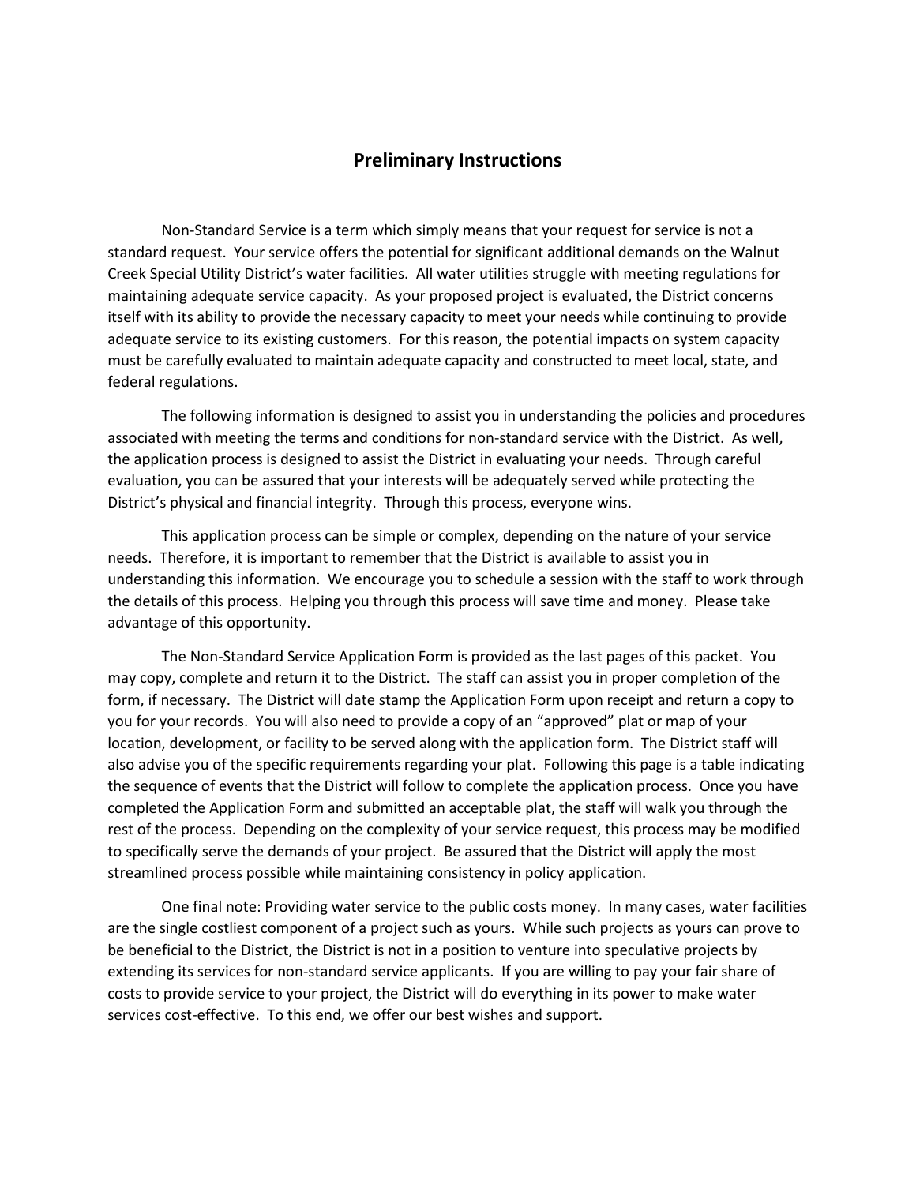## **Preliminary Instructions**

Non-Standard Service is a term which simply means that your request for service is not a standard request. Your service offers the potential for significant additional demands on the Walnut Creek Special Utility District's water facilities. All water utilities struggle with meeting regulations for maintaining adequate service capacity. As your proposed project is evaluated, the District concerns itself with its ability to provide the necessary capacity to meet your needs while continuing to provide adequate service to its existing customers. For this reason, the potential impacts on system capacity must be carefully evaluated to maintain adequate capacity and constructed to meet local, state, and federal regulations.

The following information is designed to assist you in understanding the policies and procedures associated with meeting the terms and conditions for non-standard service with the District. As well, the application process is designed to assist the District in evaluating your needs. Through careful evaluation, you can be assured that your interests will be adequately served while protecting the District's physical and financial integrity. Through this process, everyone wins.

This application process can be simple or complex, depending on the nature of your service needs. Therefore, it is important to remember that the District is available to assist you in understanding this information. We encourage you to schedule a session with the staff to work through the details of this process. Helping you through this process will save time and money. Please take advantage of this opportunity.

The Non-Standard Service Application Form is provided as the last pages of this packet. You may copy, complete and return it to the District. The staff can assist you in proper completion of the form, if necessary. The District will date stamp the Application Form upon receipt and return a copy to you for your records. You will also need to provide a copy of an "approved" plat or map of your location, development, or facility to be served along with the application form. The District staff will also advise you of the specific requirements regarding your plat. Following this page is a table indicating the sequence of events that the District will follow to complete the application process. Once you have completed the Application Form and submitted an acceptable plat, the staff will walk you through the rest of the process. Depending on the complexity of your service request, this process may be modified to specifically serve the demands of your project. Be assured that the District will apply the most streamlined process possible while maintaining consistency in policy application.

One final note: Providing water service to the public costs money. In many cases, water facilities are the single costliest component of a project such as yours. While such projects as yours can prove to be beneficial to the District, the District is not in a position to venture into speculative projects by extending its services for non-standard service applicants. If you are willing to pay your fair share of costs to provide service to your project, the District will do everything in its power to make water services cost-effective. To this end, we offer our best wishes and support.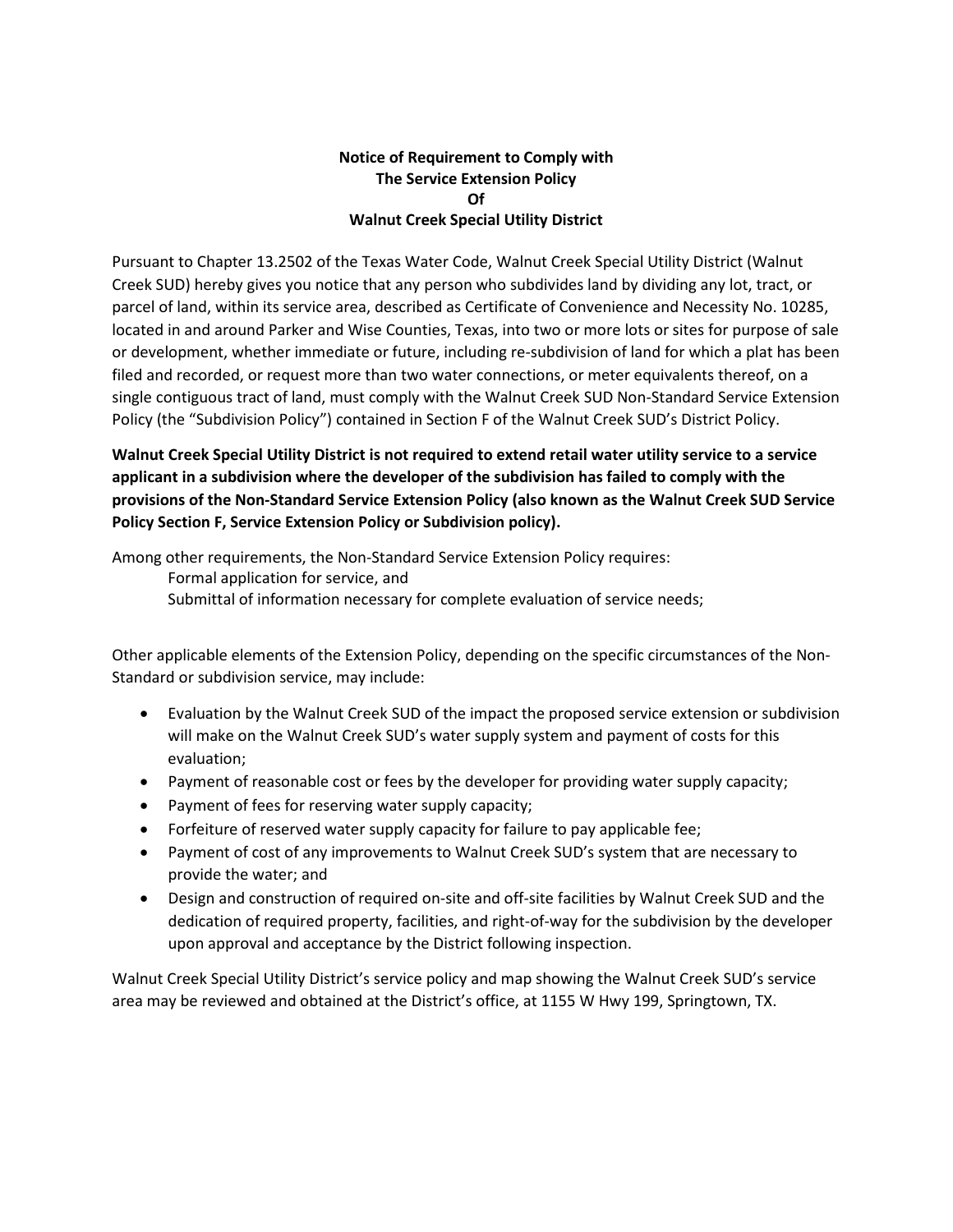**Notice of Requirement to Comply with**
**The Service Extension Policy**
**Of**
**Walnut Creek Special Utility District**

Pursuant to Chapter 13.2502 of the Texas Water Code, Walnut Creek Special Utility District (Walnut Creek SUD) hereby gives you notice that any person who subdivides land by dividing any lot, tract, or parcel of land, within its service area, described as Certificate of Convenience and Necessity No. 10285, located in and around Parker and Wise Counties, Texas, into two or more lots or sites for purpose of sale or development, whether immediate or future, including re-subdivision of land for which a plat has been filed and recorded, or request more than two water connections, or meter equivalents thereof, on a single contiguous tract of land, must comply with the Walnut Creek SUD Non-Standard Service Extension Policy (the "Subdivision Policy") contained in Section F of the Walnut Creek SUD's District Policy.

**Walnut Creek Special Utility District is not required to extend retail water utility service to a service applicant in a subdivision where the developer of the subdivision has failed to comply with the provisions of the Non-Standard Service Extension Policy (also known as the Walnut Creek SUD Service Policy Section F, Service Extension Policy or Subdivision policy).**

Among other requirements, the Non-Standard Service Extension Policy requires:

Formal application for service, and

Submittal of information necessary for complete evaluation of service needs;

Other applicable elements of the Extension Policy, depending on the specific circumstances of the Non-Standard or subdivision service, may include:

- Evaluation by the Walnut Creek SUD of the impact the proposed service extension or subdivision will make on the Walnut Creek SUD's water supply system and payment of costs for this evaluation;
- Payment of reasonable cost or fees by the developer for providing water supply capacity;
- Payment of fees for reserving water supply capacity;
- Forfeiture of reserved water supply capacity for failure to pay applicable fee;
- Payment of cost of any improvements to Walnut Creek SUD's system that are necessary to provide the water; and
- Design and construction of required on-site and off-site facilities by Walnut Creek SUD and the dedication of required property, facilities, and right-of-way for the subdivision by the developer upon approval and acceptance by the District following inspection.

Walnut Creek Special Utility District's service policy and map showing the Walnut Creek SUD's service area may be reviewed and obtained at the District's office, at 1155 W Hwy 199, Springtown, TX.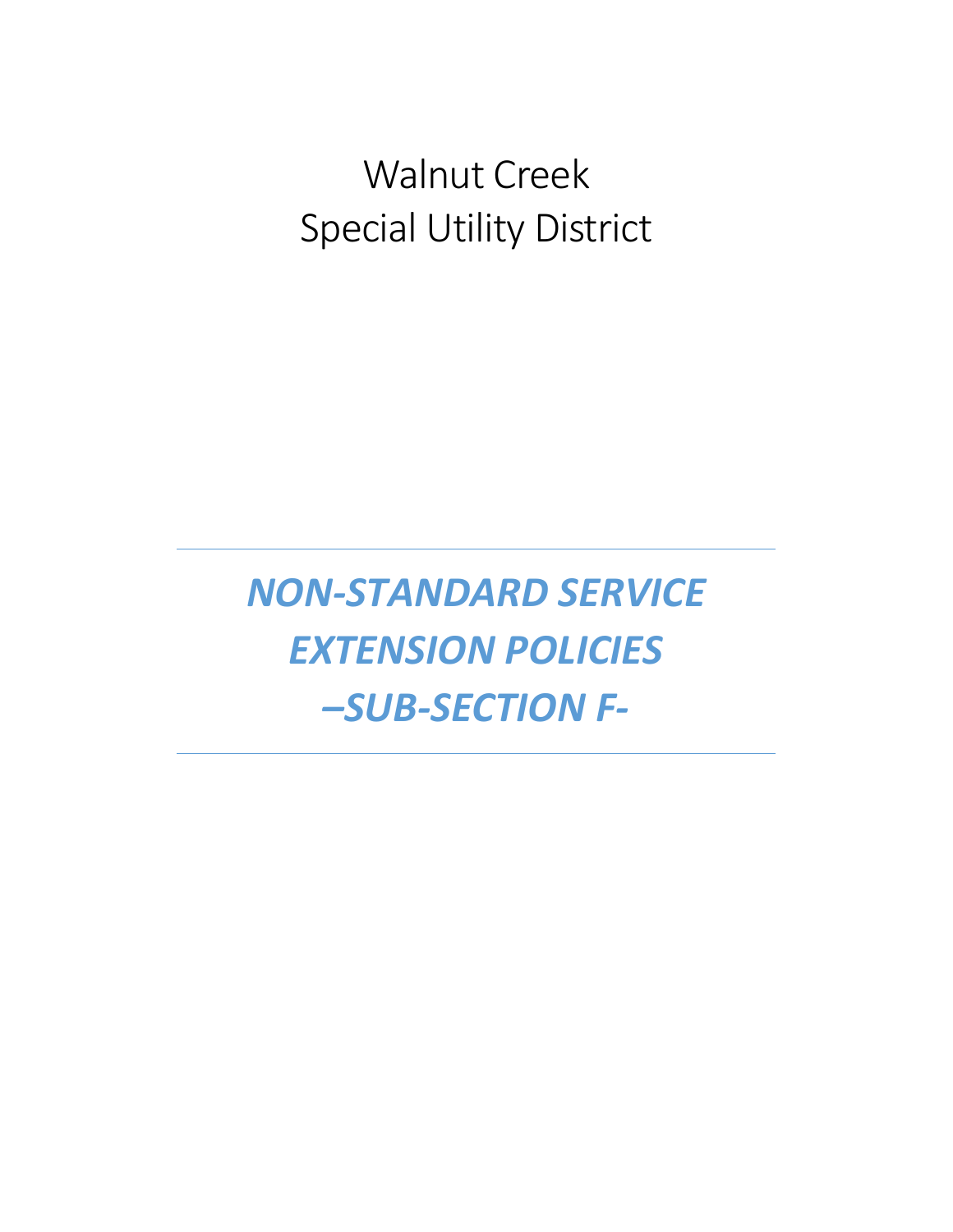Walnut Creek
Special Utility District

---

# *NON-STANDARD SERVICE EXTENSION POLICIES –SUB-SECTION F-*

---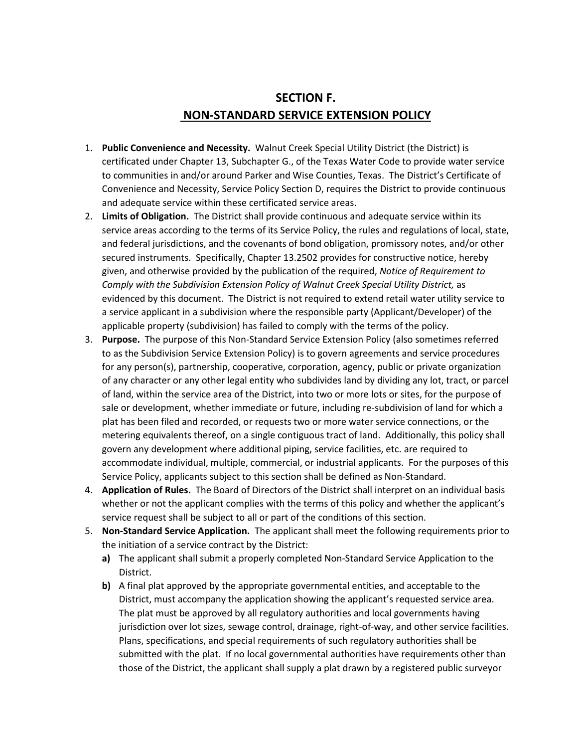# SECTION F.
## NON-STANDARD SERVICE EXTENSION POLICY

1. **Public Convenience and Necessity.** Walnut Creek Special Utility District (the District) is certificated under Chapter 13, Subchapter G., of the Texas Water Code to provide water service to communities in and/or around Parker and Wise Counties, Texas. The District's Certificate of Convenience and Necessity, Service Policy Section D, requires the District to provide continuous and adequate service within these certificated service areas.
2. **Limits of Obligation.** The District shall provide continuous and adequate service within its service areas according to the terms of its Service Policy, the rules and regulations of local, state, and federal jurisdictions, and the covenants of bond obligation, promissory notes, and/or other secured instruments. Specifically, Chapter 13.2502 provides for constructive notice, hereby given, and otherwise provided by the publication of the required, *Notice of Requirement to Comply with the Subdivision Extension Policy of Walnut Creek Special Utility District,* as evidenced by this document. The District is not required to extend retail water utility service to a service applicant in a subdivision where the responsible party (Applicant/Developer) of the applicable property (subdivision) has failed to comply with the terms of the policy.
3. **Purpose.** The purpose of this Non-Standard Service Extension Policy (also sometimes referred to as the Subdivision Service Extension Policy) is to govern agreements and service procedures for any person(s), partnership, cooperative, corporation, agency, public or private organization of any character or any other legal entity who subdivides land by dividing any lot, tract, or parcel of land, within the service area of the District, into two or more lots or sites, for the purpose of sale or development, whether immediate or future, including re-subdivision of land for which a plat has been filed and recorded, or requests two or more water service connections, or the metering equivalents thereof, on a single contiguous tract of land. Additionally, this policy shall govern any development where additional piping, service facilities, etc. are required to accommodate individual, multiple, commercial, or industrial applicants. For the purposes of this Service Policy, applicants subject to this section shall be defined as Non-Standard.
4. **Application of Rules.** The Board of Directors of the District shall interpret on an individual basis whether or not the applicant complies with the terms of this policy and whether the applicant's service request shall be subject to all or part of the conditions of this section.
5. **Non-Standard Service Application.** The applicant shall meet the following requirements prior to the initiation of a service contract by the District:
   **a)** The applicant shall submit a properly completed Non-Standard Service Application to the District.
   **b)** A final plat approved by the appropriate governmental entities, and acceptable to the District, must accompany the application showing the applicant's requested service area. The plat must be approved by all regulatory authorities and local governments having jurisdiction over lot sizes, sewage control, drainage, right-of-way, and other service facilities. Plans, specifications, and special requirements of such regulatory authorities shall be submitted with the plat. If no local governmental authorities have requirements other than those of the District, the applicant shall supply a plat drawn by a registered public surveyor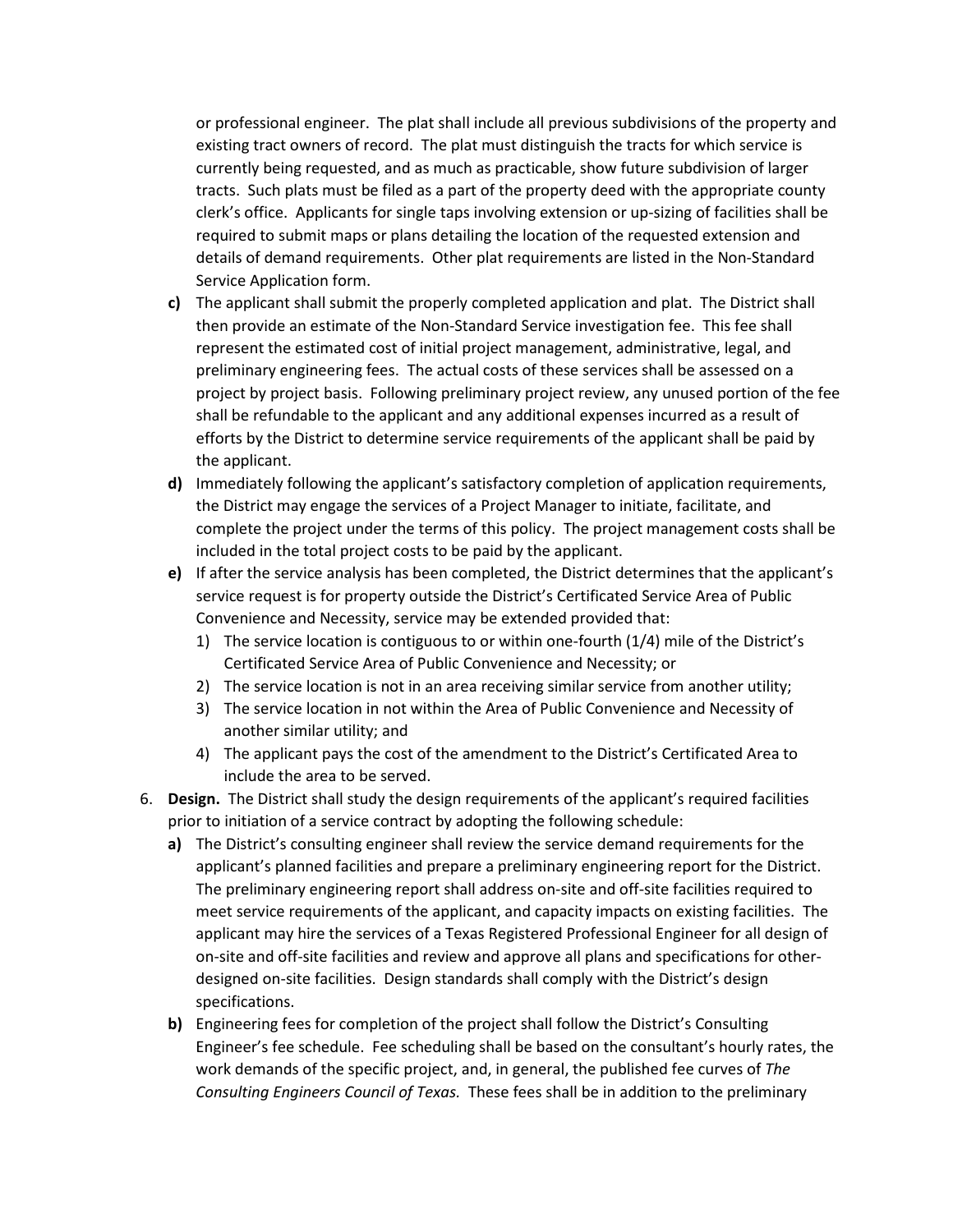or professional engineer. The plat shall include all previous subdivisions of the property and existing tract owners of record. The plat must distinguish the tracts for which service is currently being requested, and as much as practicable, show future subdivision of larger tracts. Such plats must be filed as a part of the property deed with the appropriate county clerk's office. Applicants for single taps involving extension or up-sizing of facilities shall be required to submit maps or plans detailing the location of the requested extension and details of demand requirements. Other plat requirements are listed in the Non-Standard Service Application form.

- **c)** The applicant shall submit the properly completed application and plat. The District shall then provide an estimate of the Non-Standard Service investigation fee. This fee shall represent the estimated cost of initial project management, administrative, legal, and preliminary engineering fees. The actual costs of these services shall be assessed on a project by project basis. Following preliminary project review, any unused portion of the fee shall be refundable to the applicant and any additional expenses incurred as a result of efforts by the District to determine service requirements of the applicant shall be paid by the applicant.
- **d)** Immediately following the applicant's satisfactory completion of application requirements, the District may engage the services of a Project Manager to initiate, facilitate, and complete the project under the terms of this policy. The project management costs shall be included in the total project costs to be paid by the applicant.
- **e)** If after the service analysis has been completed, the District determines that the applicant's service request is for property outside the District's Certificated Service Area of Public Convenience and Necessity, service may be extended provided that:
    1) The service location is contiguous to or within one-fourth (1/4) mile of the District's Certificated Service Area of Public Convenience and Necessity; or
    2) The service location is not in an area receiving similar service from another utility;
    3) The service location in not within the Area of Public Convenience and Necessity of another similar utility; and
    4) The applicant pays the cost of the amendment to the District's Certificated Area to include the area to be served.

6. **Design.** The District shall study the design requirements of the applicant's required facilities prior to initiation of a service contract by adopting the following schedule:
    - **a)** The District's consulting engineer shall review the service demand requirements for the applicant's planned facilities and prepare a preliminary engineering report for the District. The preliminary engineering report shall address on-site and off-site facilities required to meet service requirements of the applicant, and capacity impacts on existing facilities. The applicant may hire the services of a Texas Registered Professional Engineer for all design of on-site and off-site facilities and review and approve all plans and specifications for other-designed on-site facilities. Design standards shall comply with the District's design specifications.
    - **b)** Engineering fees for completion of the project shall follow the District's Consulting Engineer's fee schedule. Fee scheduling shall be based on the consultant's hourly rates, the work demands of the specific project, and, in general, the published fee curves of *The Consulting Engineers Council of Texas.* These fees shall be in addition to the preliminary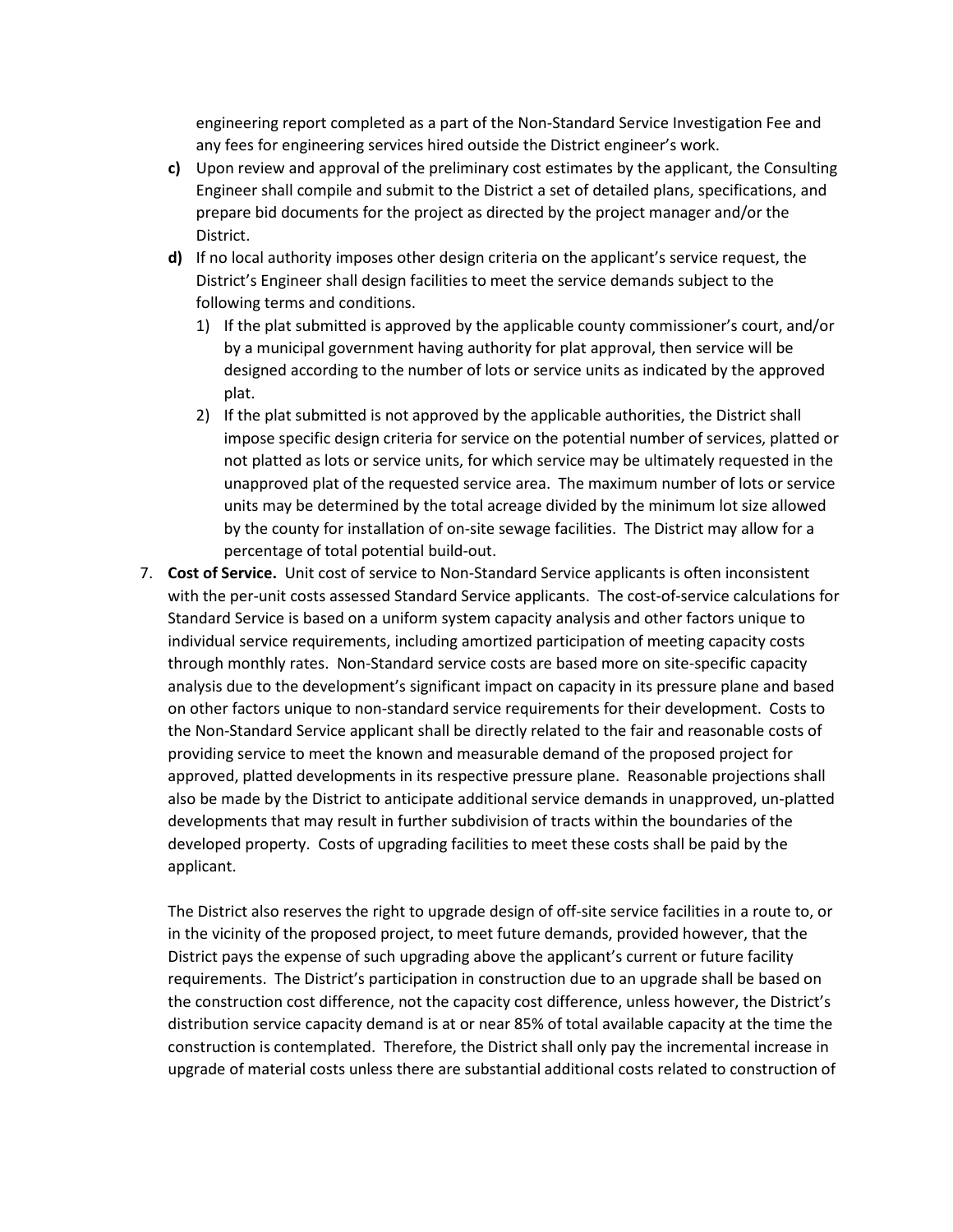engineering report completed as a part of the Non-Standard Service Investigation Fee and any fees for engineering services hired outside the District engineer's work.

- **c)** Upon review and approval of the preliminary cost estimates by the applicant, the Consulting Engineer shall compile and submit to the District a set of detailed plans, specifications, and prepare bid documents for the project as directed by the project manager and/or the District.
- **d)** If no local authority imposes other design criteria on the applicant's service request, the District's Engineer shall design facilities to meet the service demands subject to the following terms and conditions.
  1) If the plat submitted is approved by the applicable county commissioner's court, and/or by a municipal government having authority for plat approval, then service will be designed according to the number of lots or service units as indicated by the approved plat.
  2) If the plat submitted is not approved by the applicable authorities, the District shall impose specific design criteria for service on the potential number of services, platted or not platted as lots or service units, for which service may be ultimately requested in the unapproved plat of the requested service area. The maximum number of lots or service units may be determined by the total acreage divided by the minimum lot size allowed by the county for installation of on-site sewage facilities. The District may allow for a percentage of total potential build-out.

7. **Cost of Service.** Unit cost of service to Non-Standard Service applicants is often inconsistent with the per-unit costs assessed Standard Service applicants. The cost-of-service calculations for Standard Service is based on a uniform system capacity analysis and other factors unique to individual service requirements, including amortized participation of meeting capacity costs through monthly rates. Non-Standard service costs are based more on site-specific capacity analysis due to the development's significant impact on capacity in its pressure plane and based on other factors unique to non-standard service requirements for their development. Costs to the Non-Standard Service applicant shall be directly related to the fair and reasonable costs of providing service to meet the known and measurable demand of the proposed project for approved, platted developments in its respective pressure plane. Reasonable projections shall also be made by the District to anticipate additional service demands in unapproved, un-platted developments that may result in further subdivision of tracts within the boundaries of the developed property. Costs of upgrading facilities to meet these costs shall be paid by the applicant.

   The District also reserves the right to upgrade design of off-site service facilities in a route to, or in the vicinity of the proposed project, to meet future demands, provided however, that the District pays the expense of such upgrading above the applicant's current or future facility requirements. The District's participation in construction due to an upgrade shall be based on the construction cost difference, not the capacity cost difference, unless however, the District's distribution service capacity demand is at or near 85% of total available capacity at the time the construction is contemplated. Therefore, the District shall only pay the incremental increase in upgrade of material costs unless there are substantial additional costs related to construction of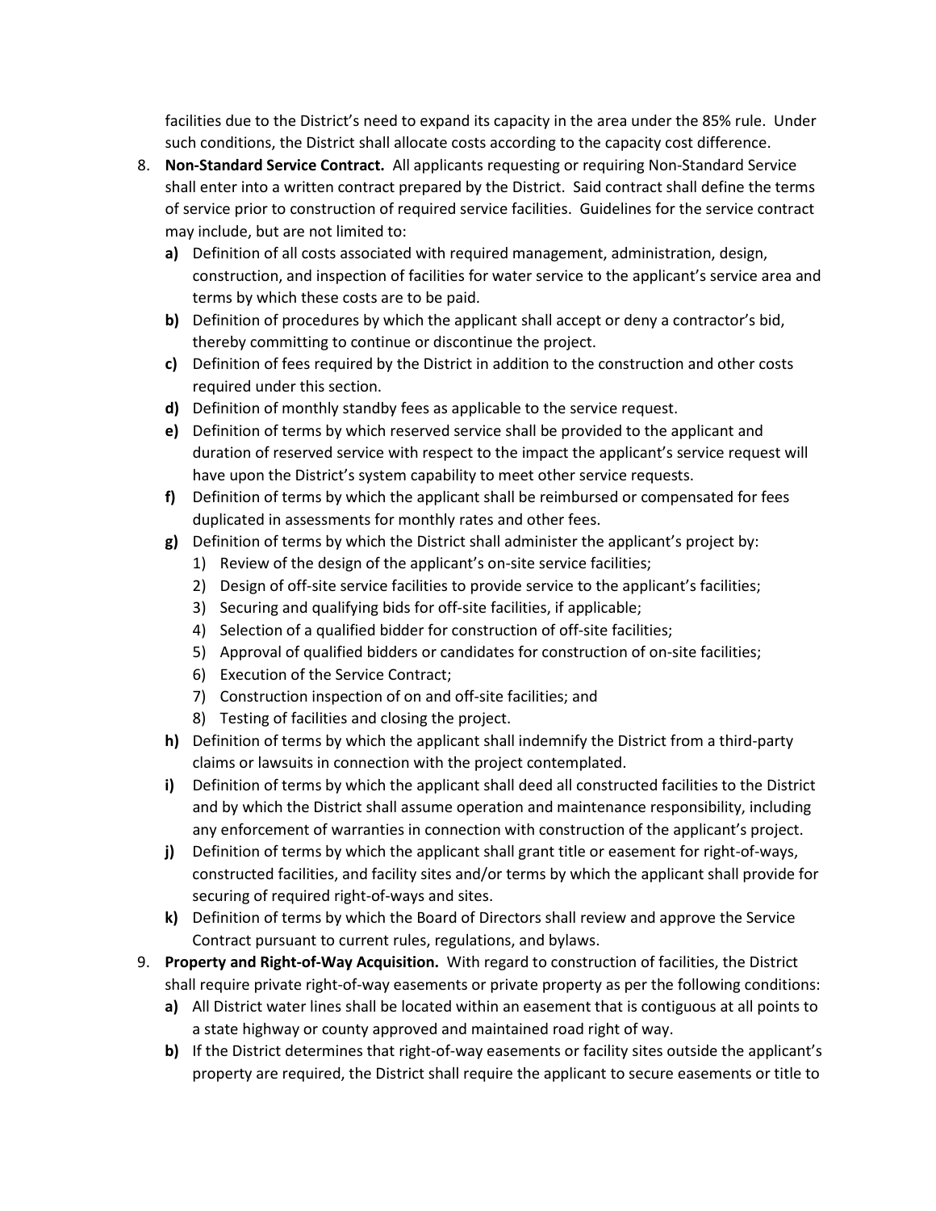facilities due to the District's need to expand its capacity in the area under the 85% rule. Under such conditions, the District shall allocate costs according to the capacity cost difference.

8. **Non-Standard Service Contract.** All applicants requesting or requiring Non-Standard Service shall enter into a written contract prepared by the District. Said contract shall define the terms of service prior to construction of required service facilities. Guidelines for the service contract may include, but are not limited to:
   - **a)** Definition of all costs associated with required management, administration, design, construction, and inspection of facilities for water service to the applicant's service area and terms by which these costs are to be paid.
   - **b)** Definition of procedures by which the applicant shall accept or deny a contractor's bid, thereby committing to continue or discontinue the project.
   - **c)** Definition of fees required by the District in addition to the construction and other costs required under this section.
   - **d)** Definition of monthly standby fees as applicable to the service request.
   - **e)** Definition of terms by which reserved service shall be provided to the applicant and duration of reserved service with respect to the impact the applicant's service request will have upon the District's system capability to meet other service requests.
   - **f)** Definition of terms by which the applicant shall be reimbursed or compensated for fees duplicated in assessments for monthly rates and other fees.
   - **g)** Definition of terms by which the District shall administer the applicant's project by:
     1) Review of the design of the applicant's on-site service facilities;
     2) Design of off-site service facilities to provide service to the applicant's facilities;
     3) Securing and qualifying bids for off-site facilities, if applicable;
     4) Selection of a qualified bidder for construction of off-site facilities;
     5) Approval of qualified bidders or candidates for construction of on-site facilities;
     6) Execution of the Service Contract;
     7) Construction inspection of on and off-site facilities; and
     8) Testing of facilities and closing the project.
   - **h)** Definition of terms by which the applicant shall indemnify the District from a third-party claims or lawsuits in connection with the project contemplated.
   - **i)** Definition of terms by which the applicant shall deed all constructed facilities to the District and by which the District shall assume operation and maintenance responsibility, including any enforcement of warranties in connection with construction of the applicant's project.
   - **j)** Definition of terms by which the applicant shall grant title or easement for right-of-ways, constructed facilities, and facility sites and/or terms by which the applicant shall provide for securing of required right-of-ways and sites.
   - **k)** Definition of terms by which the Board of Directors shall review and approve the Service Contract pursuant to current rules, regulations, and bylaws.
9. **Property and Right-of-Way Acquisition.** With regard to construction of facilities, the District shall require private right-of-way easements or private property as per the following conditions:
   - **a)** All District water lines shall be located within an easement that is contiguous at all points to a state highway or county approved and maintained road right of way.
   - **b)** If the District determines that right-of-way easements or facility sites outside the applicant's property are required, the District shall require the applicant to secure easements or title to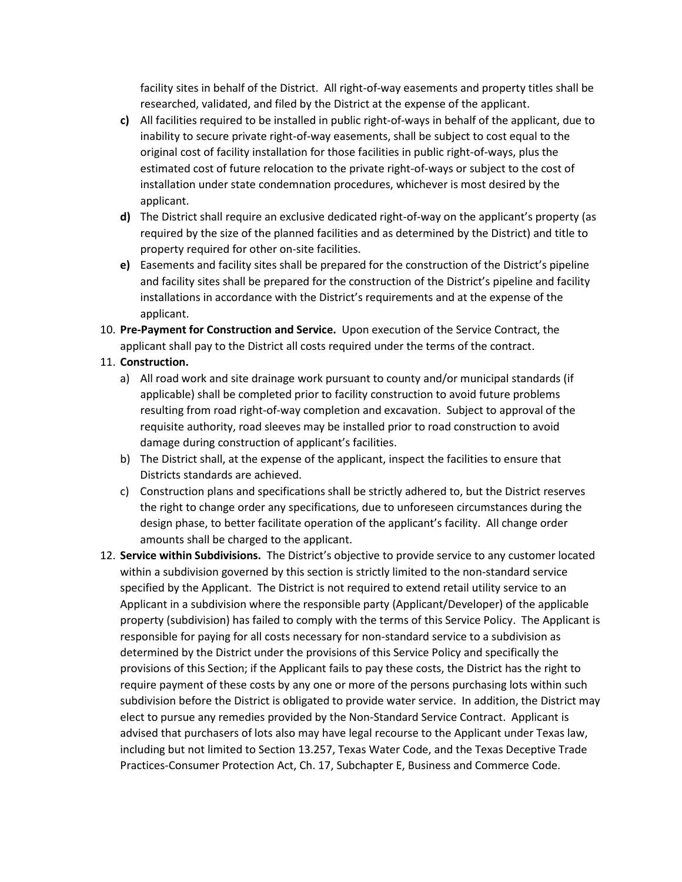facility sites in behalf of the District. All right-of-way easements and property titles shall be researched, validated, and filed by the District at the expense of the applicant.

- **c)** All facilities required to be installed in public right-of-ways in behalf of the applicant, due to inability to secure private right-of-way easements, shall be subject to cost equal to the original cost of facility installation for those facilities in public right-of-ways, plus the estimated cost of future relocation to the private right-of-ways or subject to the cost of installation under state condemnation procedures, whichever is most desired by the applicant.
- **d)** The District shall require an exclusive dedicated right-of-way on the applicant's property (as required by the size of the planned facilities and as determined by the District) and title to property required for other on-site facilities.
- **e)** Easements and facility sites shall be prepared for the construction of the District's pipeline and facility sites shall be prepared for the construction of the District's pipeline and facility installations in accordance with the District's requirements and at the expense of the applicant.

10. **Pre-Payment for Construction and Service.** Upon execution of the Service Contract, the applicant shall pay to the District all costs required under the terms of the contract.
11. **Construction.**
    a) All road work and site drainage work pursuant to county and/or municipal standards (if applicable) shall be completed prior to facility construction to avoid future problems resulting from road right-of-way completion and excavation. Subject to approval of the requisite authority, road sleeves may be installed prior to road construction to avoid damage during construction of applicant's facilities.
    b) The District shall, at the expense of the applicant, inspect the facilities to ensure that Districts standards are achieved.
    c) Construction plans and specifications shall be strictly adhered to, but the District reserves the right to change order any specifications, due to unforeseen circumstances during the design phase, to better facilitate operation of the applicant's facility. All change order amounts shall be charged to the applicant.
12. **Service within Subdivisions.** The District's objective to provide service to any customer located within a subdivision governed by this section is strictly limited to the non-standard service specified by the Applicant. The District is not required to extend retail utility service to an Applicant in a subdivision where the responsible party (Applicant/Developer) of the applicable property (subdivision) has failed to comply with the terms of this Service Policy. The Applicant is responsible for paying for all costs necessary for non-standard service to a subdivision as determined by the District under the provisions of this Service Policy and specifically the provisions of this Section; if the Applicant fails to pay these costs, the District has the right to require payment of these costs by any one or more of the persons purchasing lots within such subdivision before the District is obligated to provide water service. In addition, the District may elect to pursue any remedies provided by the Non-Standard Service Contract. Applicant is advised that purchasers of lots also may have legal recourse to the Applicant under Texas law, including but not limited to Section 13.257, Texas Water Code, and the Texas Deceptive Trade Practices-Consumer Protection Act, Ch. 17, Subchapter E, Business and Commerce Code.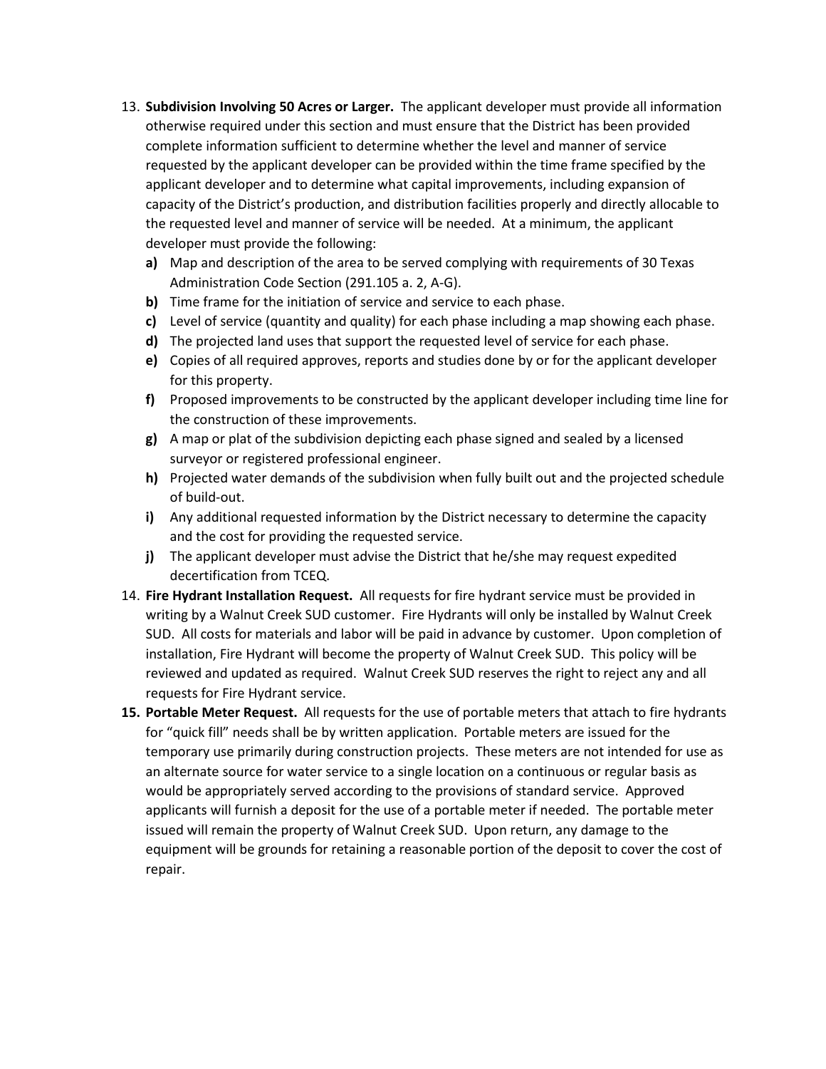13. **Subdivision Involving 50 Acres or Larger.** The applicant developer must provide all information otherwise required under this section and must ensure that the District has been provided complete information sufficient to determine whether the level and manner of service requested by the applicant developer can be provided within the time frame specified by the applicant developer and to determine what capital improvements, including expansion of capacity of the District's production, and distribution facilities properly and directly allocable to the requested level and manner of service will be needed. At a minimum, the applicant developer must provide the following:
    - **a)** Map and description of the area to be served complying with requirements of 30 Texas Administration Code Section (291.105 a. 2, A-G).
    - **b)** Time frame for the initiation of service and service to each phase.
    - **c)** Level of service (quantity and quality) for each phase including a map showing each phase.
    - **d)** The projected land uses that support the requested level of service for each phase.
    - **e)** Copies of all required approves, reports and studies done by or for the applicant developer for this property.
    - **f)** Proposed improvements to be constructed by the applicant developer including time line for the construction of these improvements.
    - **g)** A map or plat of the subdivision depicting each phase signed and sealed by a licensed surveyor or registered professional engineer.
    - **h)** Projected water demands of the subdivision when fully built out and the projected schedule of build-out.
    - **i)** Any additional requested information by the District necessary to determine the capacity and the cost for providing the requested service.
    - **j)** The applicant developer must advise the District that he/she may request expedited decertification from TCEQ.
14. **Fire Hydrant Installation Request.** All requests for fire hydrant service must be provided in writing by a Walnut Creek SUD customer. Fire Hydrants will only be installed by Walnut Creek SUD. All costs for materials and labor will be paid in advance by customer. Upon completion of installation, Fire Hydrant will become the property of Walnut Creek SUD. This policy will be reviewed and updated as required. Walnut Creek SUD reserves the right to reject any and all requests for Fire Hydrant service.
15. **Portable Meter Request.** All requests for the use of portable meters that attach to fire hydrants for "quick fill" needs shall be by written application. Portable meters are issued for the temporary use primarily during construction projects. These meters are not intended for use as an alternate source for water service to a single location on a continuous or regular basis as would be appropriately served according to the provisions of standard service. Approved applicants will furnish a deposit for the use of a portable meter if needed. The portable meter issued will remain the property of Walnut Creek SUD. Upon return, any damage to the equipment will be grounds for retaining a reasonable portion of the deposit to cover the cost of repair.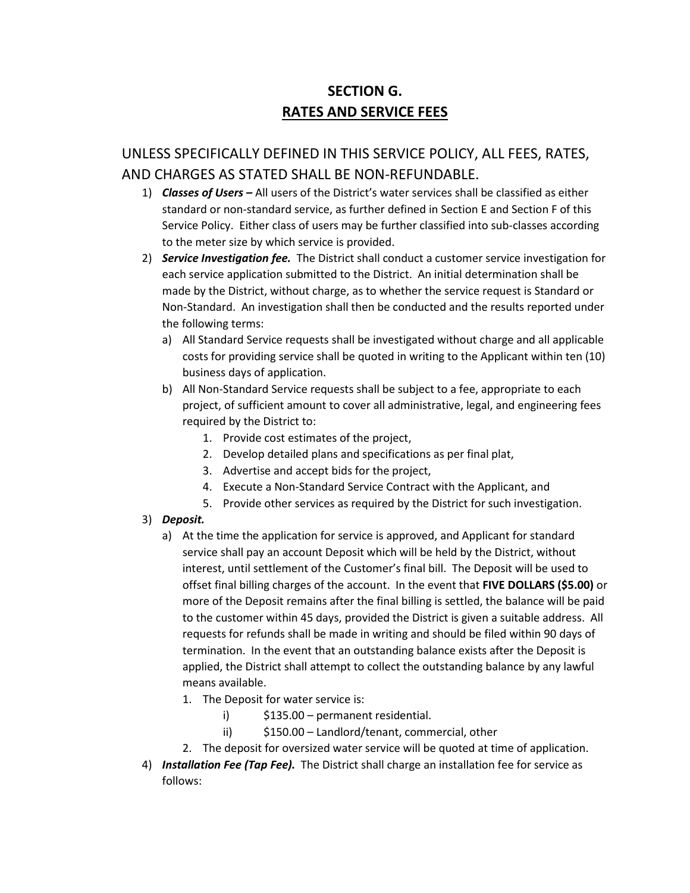# SECTION G.
## RATES AND SERVICE FEES

UNLESS SPECIFICALLY DEFINED IN THIS SERVICE POLICY, ALL FEES, RATES, AND CHARGES AS STATED SHALL BE NON-REFUNDABLE.

1) ***Classes of Users –*** All users of the District's water services shall be classified as either standard or non-standard service, as further defined in Section E and Section F of this Service Policy. Either class of users may be further classified into sub-classes according to the meter size by which service is provided.
2) ***Service Investigation fee.*** The District shall conduct a customer service investigation for each service application submitted to the District. An initial determination shall be made by the District, without charge, as to whether the service request is Standard or Non-Standard. An investigation shall then be conducted and the results reported under the following terms:
   a) All Standard Service requests shall be investigated without charge and all applicable costs for providing service shall be quoted in writing to the Applicant within ten (10) business days of application.
   b) All Non-Standard Service requests shall be subject to a fee, appropriate to each project, of sufficient amount to cover all administrative, legal, and engineering fees required by the District to:
      1. Provide cost estimates of the project,
      2. Develop detailed plans and specifications as per final plat,
      3. Advertise and accept bids for the project,
      4. Execute a Non-Standard Service Contract with the Applicant, and
      5. Provide other services as required by the District for such investigation.
3) ***Deposit.***
   a) At the time the application for service is approved, and Applicant for standard service shall pay an account Deposit which will be held by the District, without interest, until settlement of the Customer's final bill. The Deposit will be used to offset final billing charges of the account. In the event that **FIVE DOLLARS ($5.00)** or more of the Deposit remains after the final billing is settled, the balance will be paid to the customer within 45 days, provided the District is given a suitable address. All requests for refunds shall be made in writing and should be filed within 90 days of termination. In the event that an outstanding balance exists after the Deposit is applied, the District shall attempt to collect the outstanding balance by any lawful means available.
      1. The Deposit for water service is:
         i) $135.00 – permanent residential.
         ii) $150.00 – Landlord/tenant, commercial, other
      2. The deposit for oversized water service will be quoted at time of application.
4) ***Installation Fee (Tap Fee).*** The District shall charge an installation fee for service as follows: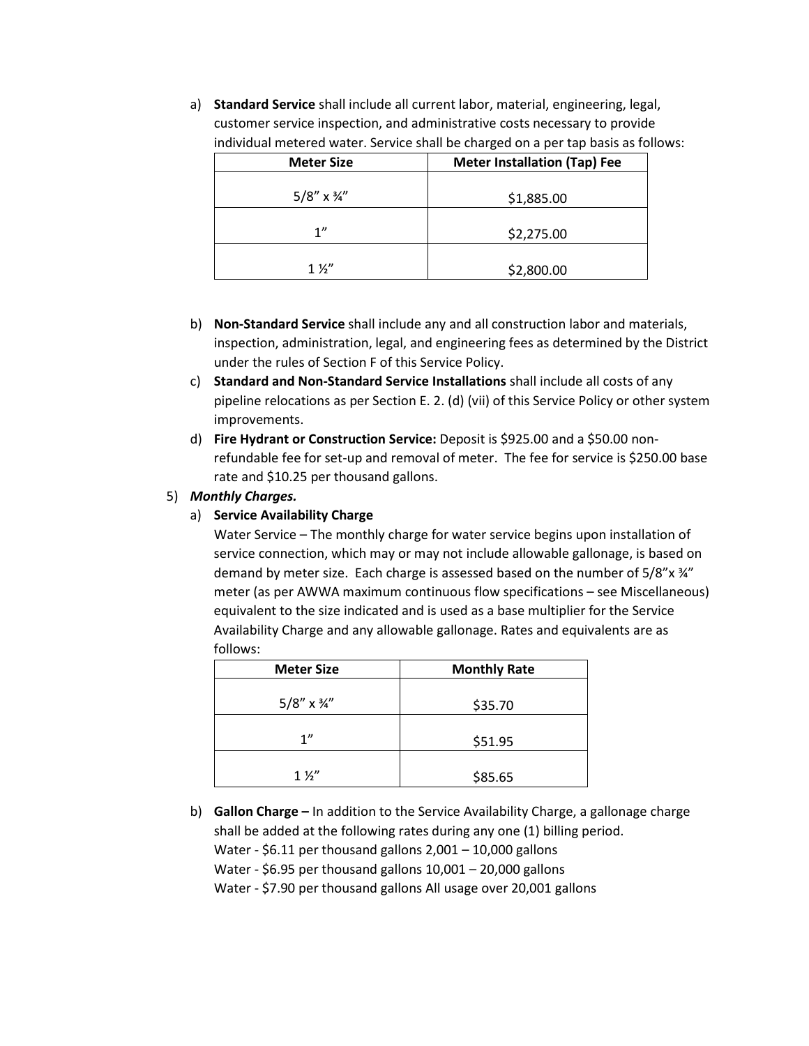a) **Standard Service** shall include all current labor, material, engineering, legal, customer service inspection, and administrative costs necessary to provide individual metered water. Service shall be charged on a per tap basis as follows:

| Meter Size | Meter Installation (Tap) Fee |
|---|---|
| 5/8" x ¾" | $1,885.00 |
| 1" | $2,275.00 |
| 1 ½" | $2,800.00 |

b) **Non-Standard Service** shall include any and all construction labor and materials, inspection, administration, legal, and engineering fees as determined by the District under the rules of Section F of this Service Policy.

c) **Standard and Non-Standard Service Installations** shall include all costs of any pipeline relocations as per Section E. 2. (d) (vii) of this Service Policy or other system improvements.

d) **Fire Hydrant or Construction Service:** Deposit is $925.00 and a $50.00 non-refundable fee for set-up and removal of meter. The fee for service is $250.00 base rate and $10.25 per thousand gallons.

5) ***Monthly Charges.***

a) **Service Availability Charge**

Water Service – The monthly charge for water service begins upon installation of service connection, which may or may not include allowable gallonage, is based on demand by meter size. Each charge is assessed based on the number of 5/8"x ¾" meter (as per AWWA maximum continuous flow specifications – see Miscellaneous) equivalent to the size indicated and is used as a base multiplier for the Service Availability Charge and any allowable gallonage. Rates and equivalents are as follows:

| Meter Size | Monthly Rate |
|---|---|
| 5/8" x ¾" | $35.70 |
| 1" | $51.95 |
| 1 ½" | $85.65 |

b) **Gallon Charge –** In addition to the Service Availability Charge, a gallonage charge shall be added at the following rates during any one (1) billing period.

Water - $6.11 per thousand gallons 2,001 – 10,000 gallons
Water - $6.95 per thousand gallons 10,001 – 20,000 gallons
Water - $7.90 per thousand gallons All usage over 20,001 gallons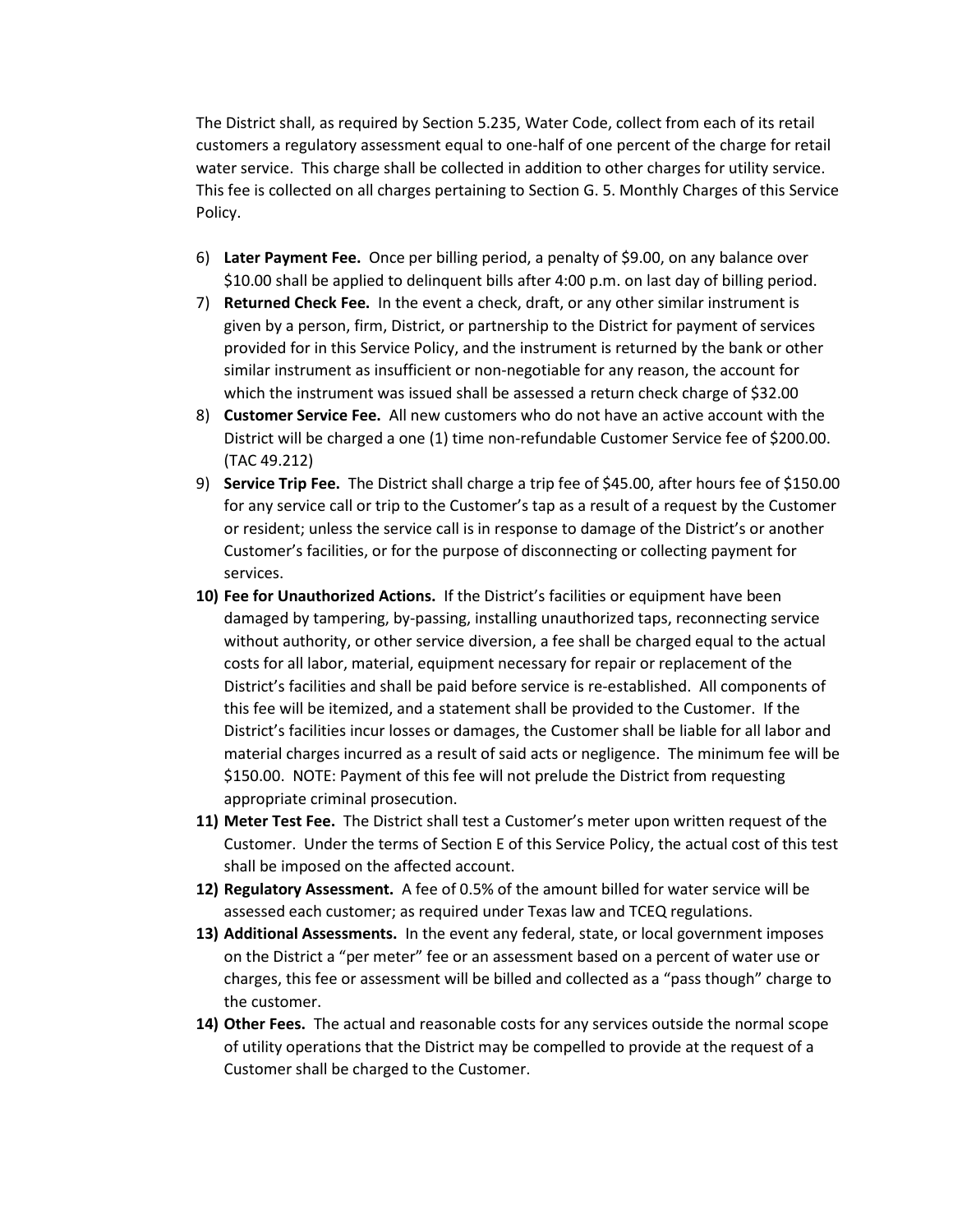The District shall, as required by Section 5.235, Water Code, collect from each of its retail customers a regulatory assessment equal to one-half of one percent of the charge for retail water service. This charge shall be collected in addition to other charges for utility service. This fee is collected on all charges pertaining to Section G. 5. Monthly Charges of this Service Policy.

6) **Later Payment Fee.** Once per billing period, a penalty of $9.00, on any balance over $10.00 shall be applied to delinquent bills after 4:00 p.m. on last day of billing period.
7) **Returned Check Fee.** In the event a check, draft, or any other similar instrument is given by a person, firm, District, or partnership to the District for payment of services provided for in this Service Policy, and the instrument is returned by the bank or other similar instrument as insufficient or non-negotiable for any reason, the account for which the instrument was issued shall be assessed a return check charge of $32.00
8) **Customer Service Fee.** All new customers who do not have an active account with the District will be charged a one (1) time non-refundable Customer Service fee of $200.00. (TAC 49.212)
9) **Service Trip Fee.** The District shall charge a trip fee of $45.00, after hours fee of $150.00 for any service call or trip to the Customer's tap as a result of a request by the Customer or resident; unless the service call is in response to damage of the District's or another Customer's facilities, or for the purpose of disconnecting or collecting payment for services.
10) **Fee for Unauthorized Actions.** If the District's facilities or equipment have been damaged by tampering, by-passing, installing unauthorized taps, reconnecting service without authority, or other service diversion, a fee shall be charged equal to the actual costs for all labor, material, equipment necessary for repair or replacement of the District's facilities and shall be paid before service is re-established. All components of this fee will be itemized, and a statement shall be provided to the Customer. If the District's facilities incur losses or damages, the Customer shall be liable for all labor and material charges incurred as a result of said acts or negligence. The minimum fee will be $150.00. NOTE: Payment of this fee will not prelude the District from requesting appropriate criminal prosecution.
11) **Meter Test Fee.** The District shall test a Customer's meter upon written request of the Customer. Under the terms of Section E of this Service Policy, the actual cost of this test shall be imposed on the affected account.
12) **Regulatory Assessment.** A fee of 0.5% of the amount billed for water service will be assessed each customer; as required under Texas law and TCEQ regulations.
13) **Additional Assessments.** In the event any federal, state, or local government imposes on the District a "per meter" fee or an assessment based on a percent of water use or charges, this fee or assessment will be billed and collected as a "pass though" charge to the customer.
14) **Other Fees.** The actual and reasonable costs for any services outside the normal scope of utility operations that the District may be compelled to provide at the request of a Customer shall be charged to the Customer.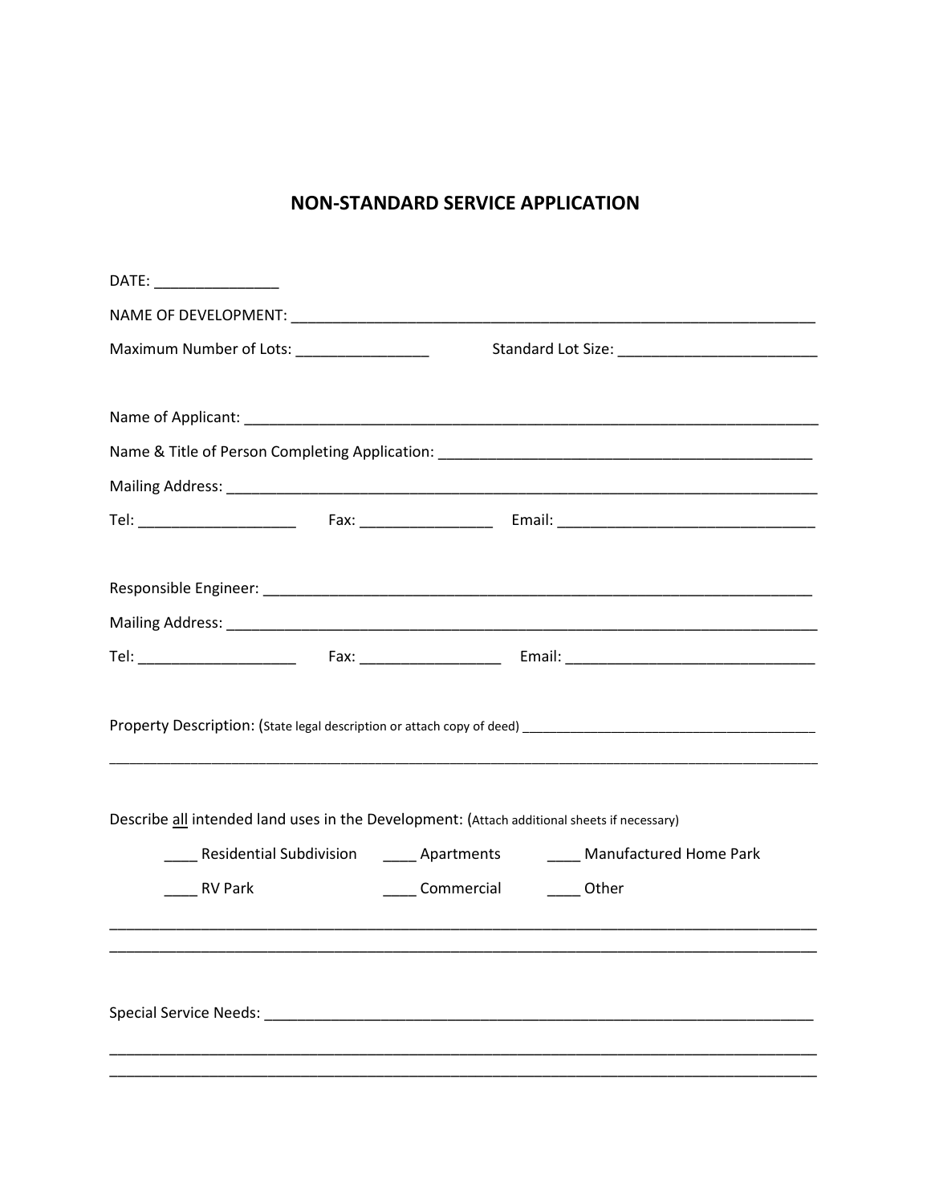# NON-STANDARD SERVICE APPLICATION

DATE: _______________

NAME OF DEVELOPMENT: _______________________________________________________________

Maximum Number of Lots: ________________ Standard Lot Size: ________________________

Name of Applicant: ______________________________________________________________________

Name & Title of Person Completing Application: ______________________________________________

Mailing Address: ________________________________________________________________________

Tel: ___________________ Fax: ________________ Email: _______________________________

Responsible Engineer: ___________________________________________________________________

Mailing Address: ________________________________________________________________________

Tel: ___________________ Fax: _________________ Email: ______________________________

Property Description: (State legal description or attach copy of deed) _____________________________________

_________________________________________________________________________________________

Describe all intended land uses in the Development: (Attach additional sheets if necessary)

____ Residential Subdivision ____ Apartments ____ Manufactured Home Park

____ RV Park ____ Commercial ____ Other

_________________________________________________________________________________________

_________________________________________________________________________________________

Special Service Needs: ____________________________________________________________________

_________________________________________________________________________________________

_________________________________________________________________________________________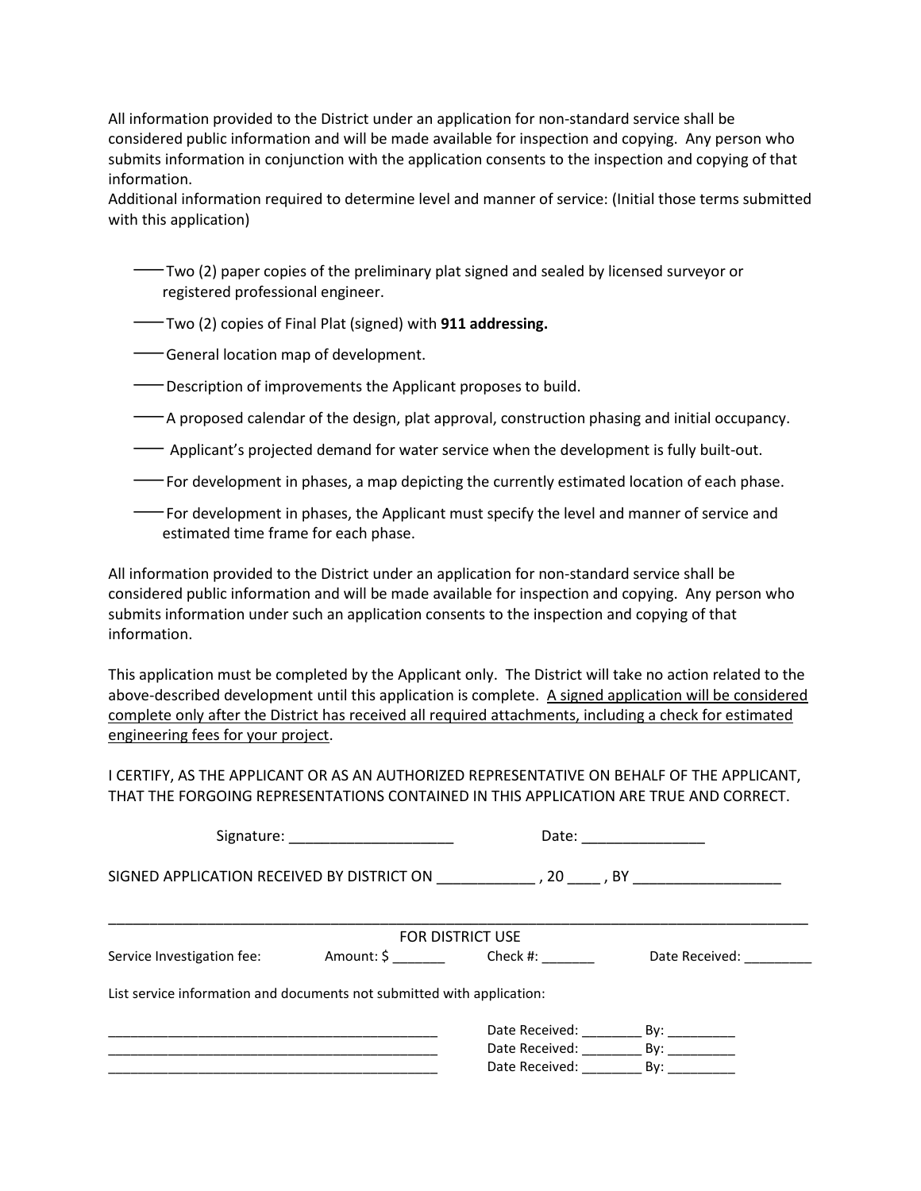All information provided to the District under an application for non-standard service shall be considered public information and will be made available for inspection and copying. Any person who submits information in conjunction with the application consents to the inspection and copying of that information.

Additional information required to determine level and manner of service: (Initial those terms submitted with this application)

—— Two (2) paper copies of the preliminary plat signed and sealed by licensed surveyor or registered professional engineer.

—— Two (2) copies of Final Plat (signed) with **911 addressing.**

—— General location map of development.

—— Description of improvements the Applicant proposes to build.

—— A proposed calendar of the design, plat approval, construction phasing and initial occupancy.

—— Applicant's projected demand for water service when the development is fully built-out.

—— For development in phases, a map depicting the currently estimated location of each phase.

—— For development in phases, the Applicant must specify the level and manner of service and estimated time frame for each phase.

All information provided to the District under an application for non-standard service shall be considered public information and will be made available for inspection and copying. Any person who submits information under such an application consents to the inspection and copying of that information.

This application must be completed by the Applicant only. The District will take no action related to the above-described development until this application is complete. <u>A signed application will be considered complete only after the District has received all required attachments, including a check for estimated engineering fees for your project</u>.

I CERTIFY, AS THE APPLICANT OR AS AN AUTHORIZED REPRESENTATIVE ON BEHALF OF THE APPLICANT, THAT THE FORGOING REPRESENTATIONS CONTAINED IN THIS APPLICATION ARE TRUE AND CORRECT.

Signature: ____________________ Date: _______________

SIGNED APPLICATION RECEIVED BY DISTRICT ON ____________ , 20 ____ , BY __________________

---

FOR DISTRICT USE

Service Investigation fee: Amount: $ _______ Check #: _______ Date Received: _________

List service information and documents not submitted with application:

_____________________________________________ Date Received: ________ By: _________

_____________________________________________ Date Received: ________ By: _________

_____________________________________________ Date Received: ________ By: _________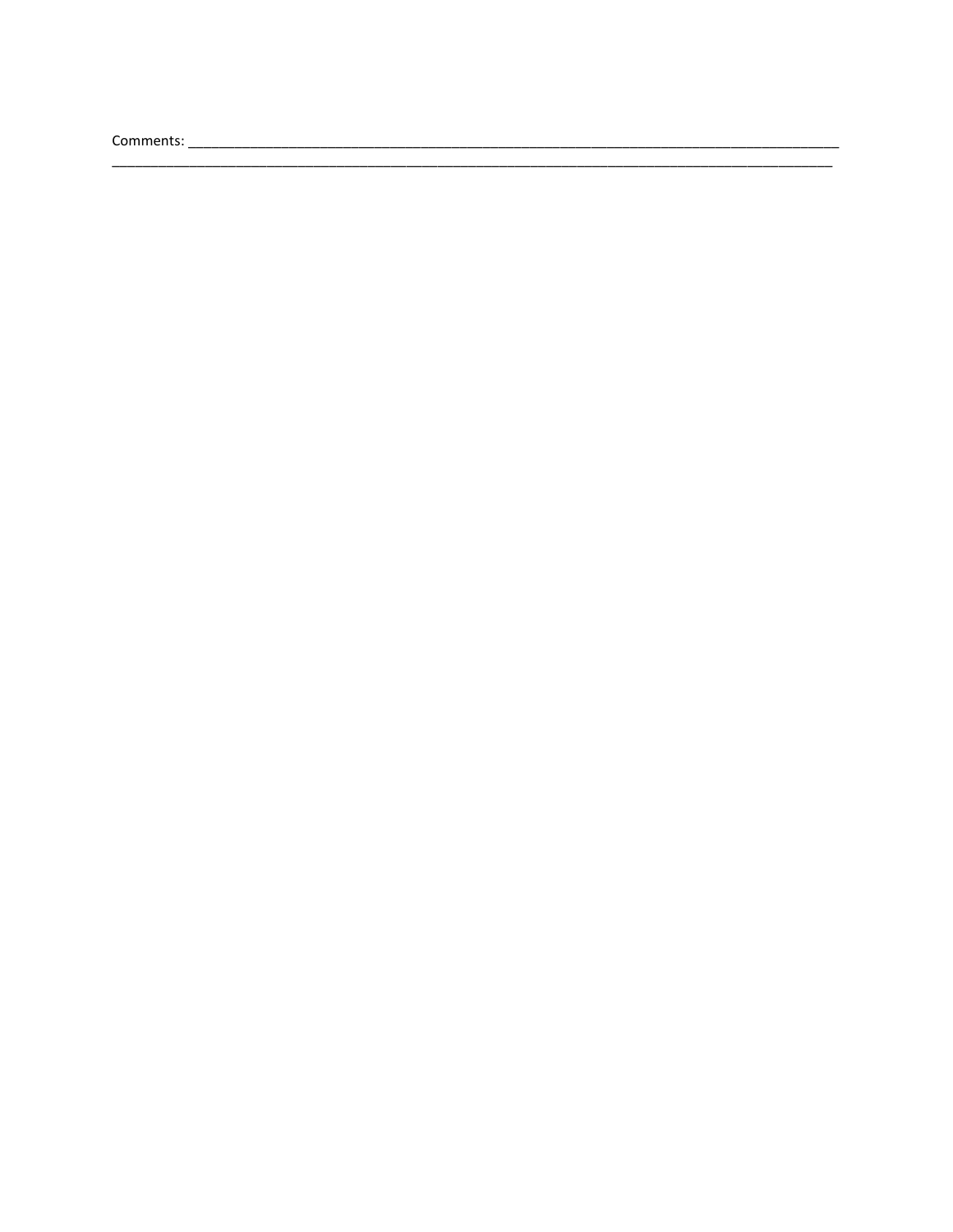Comments: ___________________________________________________________________________________
____________________________________________________________________________________________